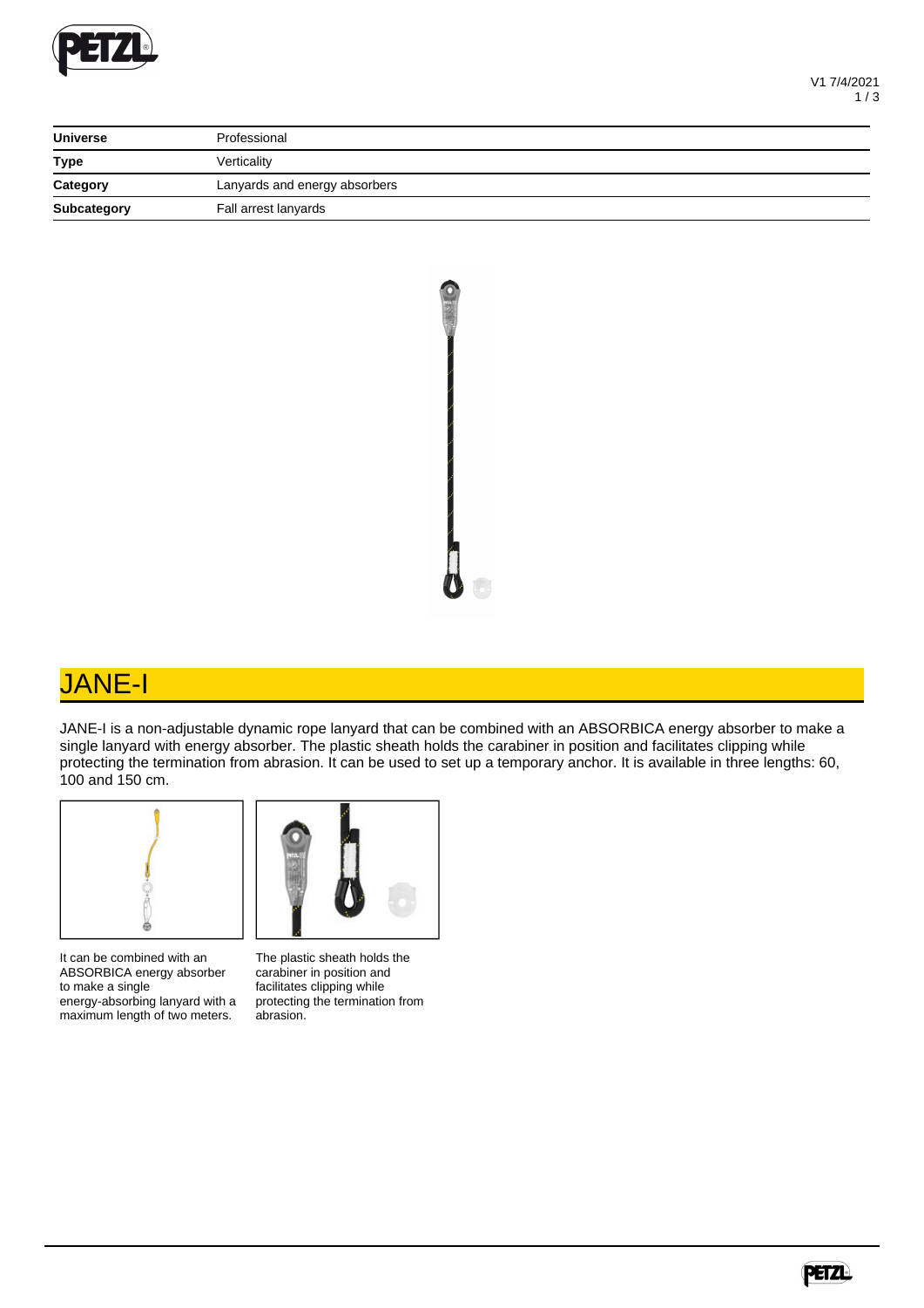| Universe | Professional |
| --- | --- |
| Type | Verticality |
| Category | Lanyards and energy absorbers |
| Subcategory | Fall arrest lanyards |

# JANE-I

JANE-I is a non-adjustable dynamic rope lanyard that can be combined with an ABSORBICA energy absorber to make a single lanyard with energy absorber. The plastic sheath holds the carabiner in position and facilitates clipping while protecting the termination from abrasion. It can be used to set up a temporary anchor. It is available in three lengths: 60, 100 and 150 cm.

It can be combined with an ABSORBICA energy absorber to make a single energy-absorbing lanyard with a maximum length of two meters.

The plastic sheath holds the carabiner in position and facilitates clipping while protecting the termination from abrasion.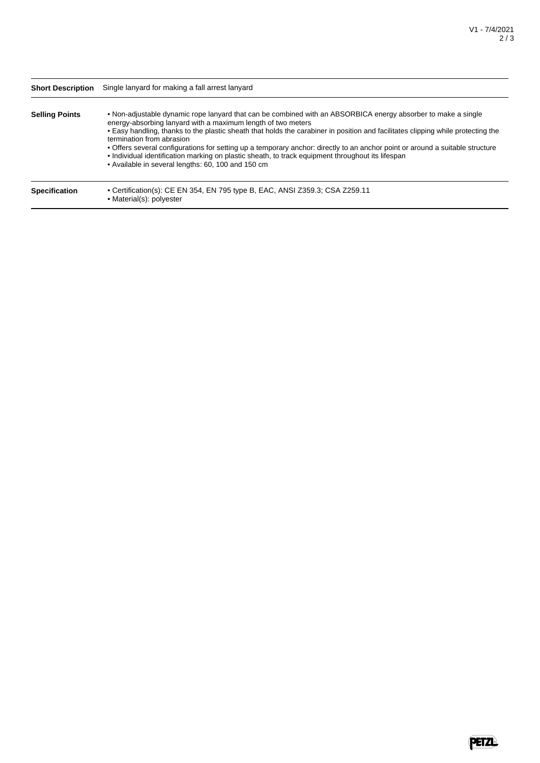| | |
|---|---|
| **Short Description** | Single lanyard for making a fall arrest lanyard |
| **Selling Points** | • Non-adjustable dynamic rope lanyard that can be combined with an ABSORBICA energy absorber to make a single energy-absorbing lanyard with a maximum length of two meters<br>• Easy handling, thanks to the plastic sheath that holds the carabiner in position and facilitates clipping while protecting the termination from abrasion<br>• Offers several configurations for setting up a temporary anchor: directly to an anchor point or around a suitable structure<br>• Individual identification marking on plastic sheath, to track equipment throughout its lifespan<br>• Available in several lengths: 60, 100 and 150 cm |
| **Specification** | • Certification(s): CE EN 354, EN 795 type B, EAC, ANSI Z359.3; CSA Z259.11<br>• Material(s): polyester |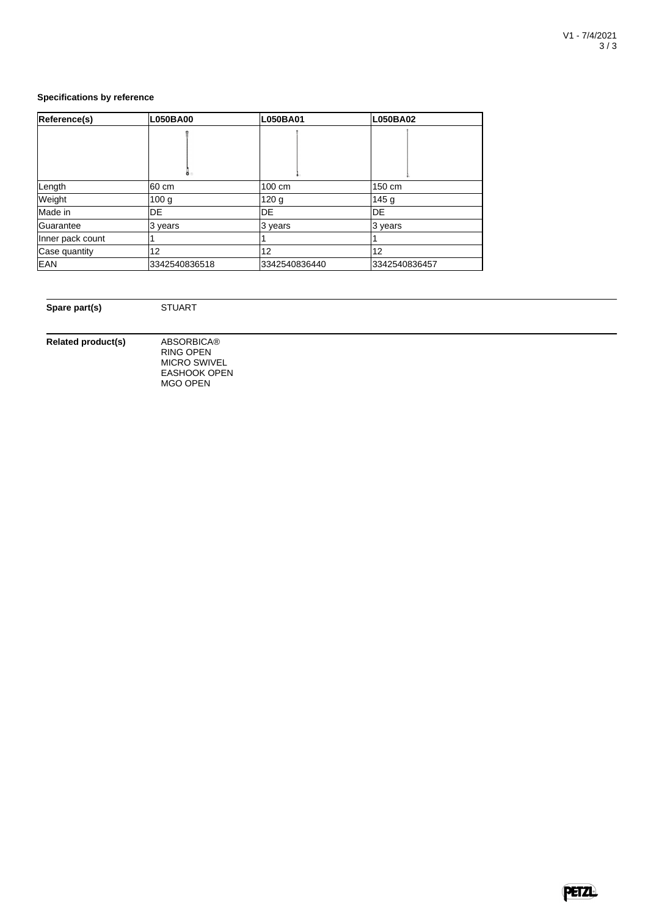**Specifications by reference**

| Reference(s) | L050BA00 | L050BA01 | L050BA02 |
| --- | --- | --- | --- |
| | | | |
| Length | 60 cm | 100 cm | 150 cm |
| Weight | 100 g | 120 g | 145 g |
| Made in | DE | DE | DE |
| Guarantee | 3 years | 3 years | 3 years |
| Inner pack count | 1 | 1 | 1 |
| Case quantity | 12 | 12 | 12 |
| EAN | 3342540836518 | 3342540836440 | 3342540836457 |

**Spare part(s)** STUART

**Related product(s)** ABSORBICA®
RING OPEN
MICRO SWIVEL
EASHOOK OPEN
MGO OPEN